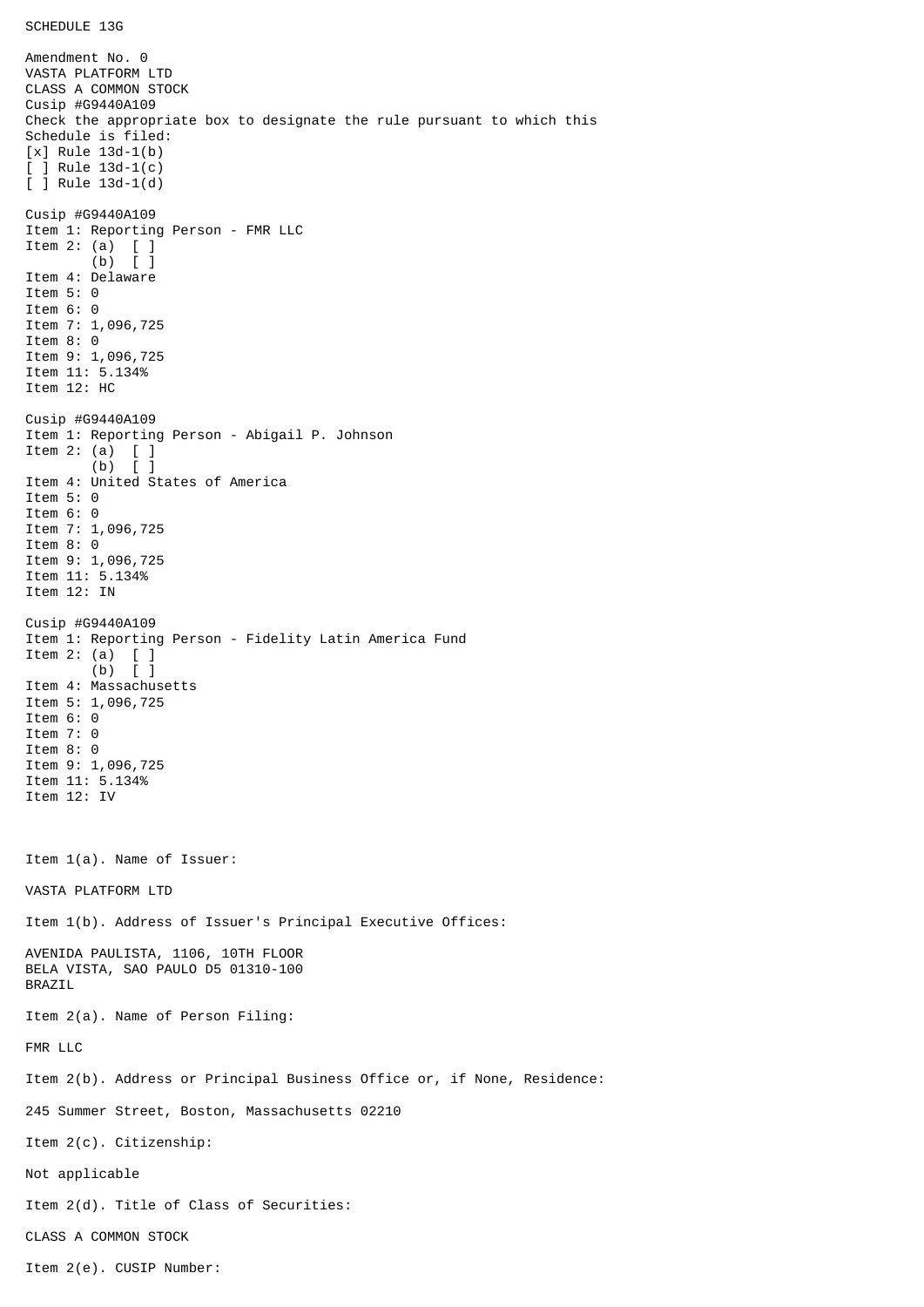SCHEDULE 13G

Amendment No. 0
VASTA PLATFORM LTD
CLASS A COMMON STOCK
Cusip #G9440A109
Check the appropriate box to designate the rule pursuant to which this Schedule is filed:
[x] Rule 13d-1(b)
[ ] Rule 13d-1(c)
[ ] Rule 13d-1(d)

Cusip #G9440A109
Item 1: Reporting Person - FMR LLC
Item 2: (a) [ ]
(b) [ ]
Item 4: Delaware
Item 5: 0
Item 6: 0
Item 7: 1,096,725
Item 8: 0
Item 9: 1,096,725
Item 11: 5.134%
Item 12: HC

Cusip #G9440A109
Item 1: Reporting Person - Abigail P. Johnson
Item 2: (a) [ ]
(b) [ ]
Item 4: United States of America
Item 5: 0
Item 6: 0
Item 7: 1,096,725
Item 8: 0
Item 9: 1,096,725
Item 11: 5.134%
Item 12: IN

Cusip #G9440A109
Item 1: Reporting Person - Fidelity Latin America Fund
Item 2: (a) [ ]
(b) [ ]
Item 4: Massachusetts
Item 5: 1,096,725
Item 6: 0
Item 7: 0
Item 8: 0
Item 9: 1,096,725
Item 11: 5.134%
Item 12: IV

Item 1(a). Name of Issuer:

VASTA PLATFORM LTD

Item 1(b). Address of Issuer's Principal Executive Offices:

AVENIDA PAULISTA, 1106, 10TH FLOOR
BELA VISTA, SAO PAULO D5 01310-100
BRAZIL

Item 2(a). Name of Person Filing:

FMR LLC

Item 2(b). Address or Principal Business Office or, if None, Residence:

245 Summer Street, Boston, Massachusetts 02210

Item 2(c). Citizenship:

Not applicable

Item 2(d). Title of Class of Securities:

CLASS A COMMON STOCK

Item 2(e). CUSIP Number: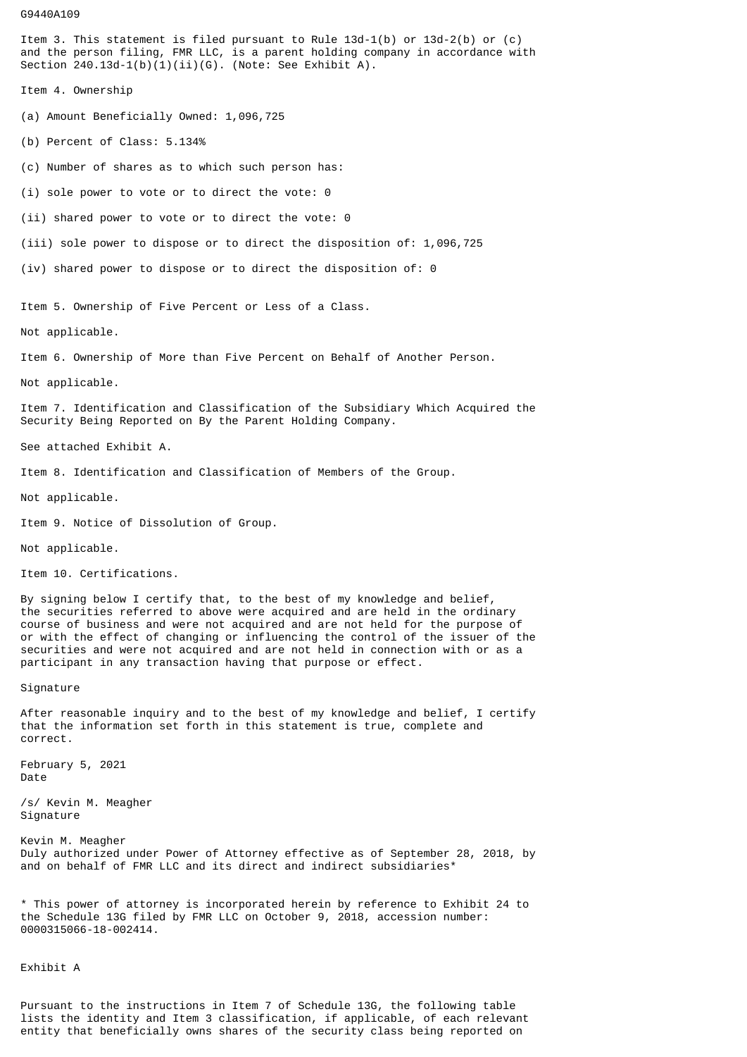G9440A109

Item 3. This statement is filed pursuant to Rule 13d-1(b) or 13d-2(b) or (c) and the person filing, FMR LLC, is a parent holding company in accordance with Section 240.13d-1(b)(1)(ii)(G). (Note: See Exhibit A).

Item 4. Ownership

(a) Amount Beneficially Owned: 1,096,725

(b) Percent of Class: 5.134%

(c) Number of shares as to which such person has:

(i) sole power to vote or to direct the vote: 0

(ii) shared power to vote or to direct the vote: 0

(iii) sole power to dispose or to direct the disposition of: 1,096,725

(iv) shared power to dispose or to direct the disposition of: 0

Item 5. Ownership of Five Percent or Less of a Class.

Not applicable.

Item 6. Ownership of More than Five Percent on Behalf of Another Person.

Not applicable.

Item 7. Identification and Classification of the Subsidiary Which Acquired the Security Being Reported on By the Parent Holding Company.

See attached Exhibit A.

Item 8. Identification and Classification of Members of the Group.

Not applicable.

Item 9. Notice of Dissolution of Group.

Not applicable.

Item 10. Certifications.

By signing below I certify that, to the best of my knowledge and belief, the securities referred to above were acquired and are held in the ordinary course of business and were not acquired and are not held for the purpose of or with the effect of changing or influencing the control of the issuer of the securities and were not acquired and are not held in connection with or as a participant in any transaction having that purpose or effect.

Signature

After reasonable inquiry and to the best of my knowledge and belief, I certify that the information set forth in this statement is true, complete and correct.

February 5, 2021
Date

/s/ Kevin M. Meagher
Signature

Kevin M. Meagher
Duly authorized under Power of Attorney effective as of September 28, 2018, by and on behalf of FMR LLC and its direct and indirect subsidiaries*

* This power of attorney is incorporated herein by reference to Exhibit 24 to the Schedule 13G filed by FMR LLC on October 9, 2018, accession number: 0000315066-18-002414.

Exhibit A

Pursuant to the instructions in Item 7 of Schedule 13G, the following table lists the identity and Item 3 classification, if applicable, of each relevant entity that beneficially owns shares of the security class being reported on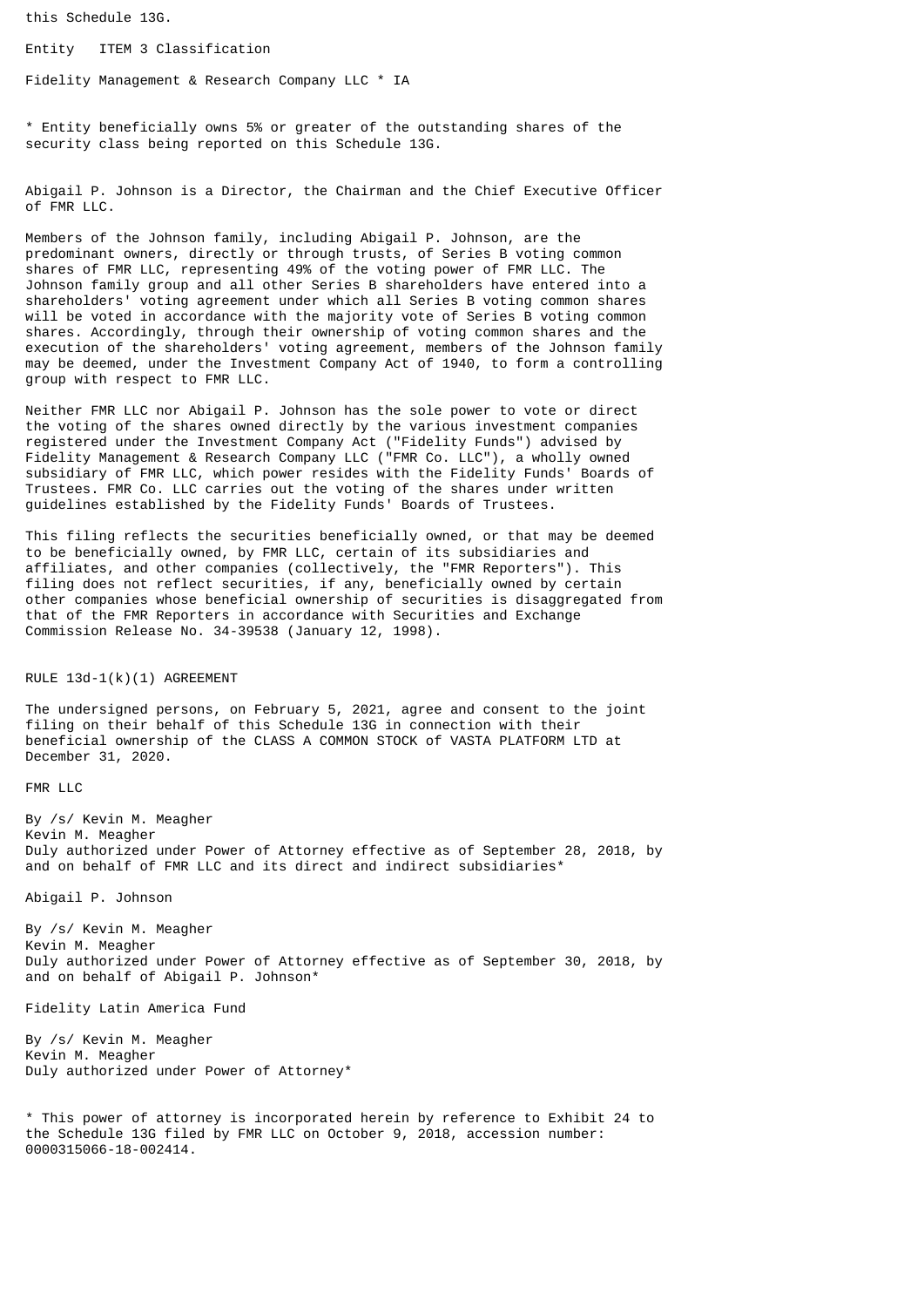this Schedule 13G.

| Entity | ITEM 3 Classification |
| --- | --- |
| Fidelity Management & Research Company LLC * | IA |

* Entity beneficially owns 5% or greater of the outstanding shares of the security class being reported on this Schedule 13G.

Abigail P. Johnson is a Director, the Chairman and the Chief Executive Officer of FMR LLC.

Members of the Johnson family, including Abigail P. Johnson, are the predominant owners, directly or through trusts, of Series B voting common shares of FMR LLC, representing 49% of the voting power of FMR LLC. The Johnson family group and all other Series B shareholders have entered into a shareholders' voting agreement under which all Series B voting common shares will be voted in accordance with the majority vote of Series B voting common shares. Accordingly, through their ownership of voting common shares and the execution of the shareholders' voting agreement, members of the Johnson family may be deemed, under the Investment Company Act of 1940, to form a controlling group with respect to FMR LLC.

Neither FMR LLC nor Abigail P. Johnson has the sole power to vote or direct the voting of the shares owned directly by the various investment companies registered under the Investment Company Act ("Fidelity Funds") advised by Fidelity Management & Research Company LLC ("FMR Co. LLC"), a wholly owned subsidiary of FMR LLC, which power resides with the Fidelity Funds' Boards of Trustees. FMR Co. LLC carries out the voting of the shares under written guidelines established by the Fidelity Funds' Boards of Trustees.

This filing reflects the securities beneficially owned, or that may be deemed to be beneficially owned, by FMR LLC, certain of its subsidiaries and affiliates, and other companies (collectively, the "FMR Reporters"). This filing does not reflect securities, if any, beneficially owned by certain other companies whose beneficial ownership of securities is disaggregated from that of the FMR Reporters in accordance with Securities and Exchange Commission Release No. 34-39538 (January 12, 1998).

RULE 13d-1(k)(1) AGREEMENT

The undersigned persons, on February 5, 2021, agree and consent to the joint filing on their behalf of this Schedule 13G in connection with their beneficial ownership of the CLASS A COMMON STOCK of VASTA PLATFORM LTD at December 31, 2020.

FMR LLC

By /s/ Kevin M. Meagher
Kevin M. Meagher
Duly authorized under Power of Attorney effective as of September 28, 2018, by and on behalf of FMR LLC and its direct and indirect subsidiaries*

Abigail P. Johnson

By /s/ Kevin M. Meagher
Kevin M. Meagher
Duly authorized under Power of Attorney effective as of September 30, 2018, by and on behalf of Abigail P. Johnson*

Fidelity Latin America Fund

By /s/ Kevin M. Meagher
Kevin M. Meagher
Duly authorized under Power of Attorney*

* This power of attorney is incorporated herein by reference to Exhibit 24 to the Schedule 13G filed by FMR LLC on October 9, 2018, accession number: 0000315066-18-002414.